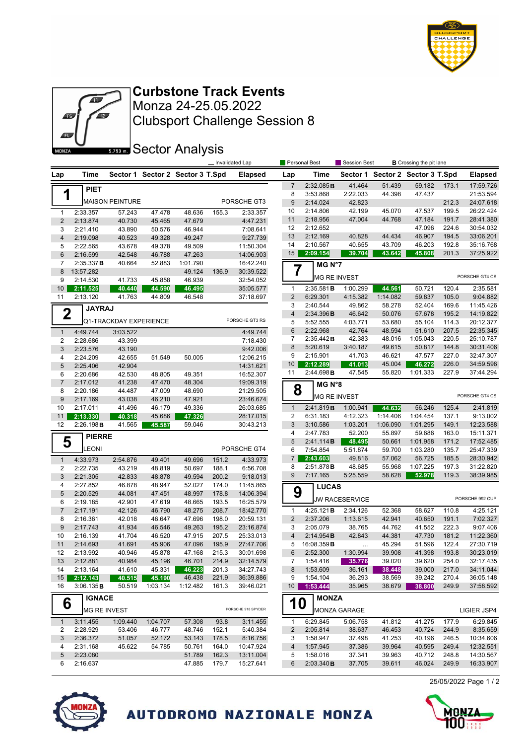# Curbstone Track Events

Monza 24-25.05.2022

Clubsport Challenge Session 8

## Sector Analysis

_ Invalidated Lap | Personal Best | Session Best | **B** Crossing the pit lane

### 1 PIET — MAISON PEINTURE — PORSCHE GT3

| Lap | Time | Sector 1 | Sector 2 | Sector 3 | T.Spd | Elapsed |
|---|---|---|---|---|---|---|
| 1 | 2:33.357 | 57.243 | 47.478 | 48.636 | 155.3 | 2:33.357 |
| 2 | 2:13.874 | 40.730 | 45.465 | 47.679 | | 4:47.231 |
| 3 | 2:21.410 | 43.890 | 50.576 | 46.944 | | 7:08.641 |
| 4 | 2:19.098 | 40.523 | 49.328 | 49.247 | | 9:27.739 |
| 5 | 2:22.565 | 43.678 | 49.378 | 49.509 | | 11:50.304 |
| 6 | 2:16.599 | 42.548 | 46.788 | 47.263 | | 14:06.903 |
| 7 | 2:35.337 **B** | 40.664 | 52.883 | 1:01.790 | | 16:42.240 |
| 8 | 13:57.282 | | | 49.124 | 136.9 | 30:39.522 |
| 9 | 2:14.530 | 41.733 | 45.858 | 46.939 | | 32:54.052 |
| 10 | 2:11.525 | 40.440 | 44.590 | 46.495 | | 35:05.577 |
| 11 | 2:13.120 | 41.763 | 44.809 | 46.548 | | 37:18.697 |

### 2 JAYRAJ — Q1-TRACKDAY EXPERIENCE — PORSCHE GT3 RS

| Lap | Time | Sector 1 | Sector 2 | Sector 3 | T.Spd | Elapsed |
|---|---|---|---|---|---|---|
| 1 | 4:49.744 | 3:03.522 | | | | 4:49.744 |
| 2 | 2:28.686 | 43.399 | | | | 7:18.430 |
| 3 | 2:23.576 | 43.190 | | | | 9:42.006 |
| 4 | 2:24.209 | 42.655 | 51.549 | 50.005 | | 12:06.215 |
| 5 | 2:25.406 | 42.904 | | | | 14:31.621 |
| 6 | 2:20.686 | 42.530 | 48.805 | 49.351 | | 16:52.307 |
| 7 | 2:17.012 | 41.238 | 47.470 | 48.304 | | 19:09.319 |
| 8 | 2:20.186 | 44.487 | 47.009 | 48.690 | | 21:29.505 |
| 9 | 2:17.169 | 43.038 | 46.210 | 47.921 | | 23:46.674 |
| 10 | 2:17.011 | 41.496 | 46.179 | 49.336 | | 26:03.685 |
| 11 | 2:13.330 | 40.318 | 45.686 | 47.326 | | 28:17.015 |
| 12 | 2:26.198 **B** | 41.565 | 45.587 | 59.046 | | 30:43.213 |

### 5 PIERRE — LEONI — PORSCHE GT4

| Lap | Time | Sector 1 | Sector 2 | Sector 3 | T.Spd | Elapsed |
|---|---|---|---|---|---|---|
| 1 | 4:33.973 | 2:54.876 | 49.401 | 49.696 | 151.2 | 4:33.973 |
| 2 | 2:22.735 | 43.219 | 48.819 | 50.697 | 188.1 | 6:56.708 |
| 3 | 2:21.305 | 42.833 | 48.878 | 49.594 | 200.2 | 9:18.013 |
| 4 | 2:27.852 | 46.878 | 48.947 | 52.027 | 174.0 | 11:45.865 |
| 5 | 2:20.529 | 44.081 | 47.451 | 48.997 | 178.8 | 14:06.394 |
| 6 | 2:19.185 | 42.901 | 47.619 | 48.665 | 193.5 | 16:25.579 |
| 7 | 2:17.191 | 42.126 | 46.790 | 48.275 | 208.7 | 18:42.770 |
| 8 | 2:16.361 | 42.018 | 46.647 | 47.696 | 198.0 | 20:59.131 |
| 9 | 2:17.743 | 41.934 | 46.546 | 49.263 | 195.2 | 23:16.874 |
| 10 | 2:16.139 | 41.704 | 46.520 | 47.915 | 207.5 | 25:33.013 |
| 11 | 2:14.693 | 41.691 | 45.906 | 47.096 | 195.9 | 27:47.706 |
| 12 | 2:13.992 | 40.946 | 45.878 | 47.168 | 215.3 | 30:01.698 |
| 13 | 2:12.881 | 40.984 | 45.196 | 46.701 | 214.9 | 32:14.579 |
| 14 | 2:13.164 | 41.610 | 45.331 | 46.223 | 201.3 | 34:27.743 |
| 15 | 2:12.143 | 40.515 | 45.190 | 46.438 | 221.9 | 36:39.886 |
| 16 | 3:06.135 **B** | 50.519 | 1:03.134 | 1:12.482 | 161.3 | 39:46.021 |

### 6 IGNACE — MG RE INVEST — PORSCHE 918 SPYDER

| Lap | Time | Sector 1 | Sector 2 | Sector 3 | T.Spd | Elapsed |
|---|---|---|---|---|---|---|
| 1 | 3:11.455 | 1:09.440 | 1:04.707 | 57.308 | 93.8 | 3:11.455 |
| 2 | 2:28.929 | 53.406 | 46.777 | 48.746 | 152.1 | 5:40.384 |
| 3 | 2:36.372 | 51.057 | 52.172 | 53.143 | 178.5 | 8:16.756 |
| 4 | 2:31.168 | 45.622 | 54.785 | 50.761 | 164.0 | 10:47.924 |
| 5 | 2:23.080 | | | 51.789 | 162.3 | 13:11.004 |
| 6 | 2:16.637 | | | 47.885 | 179.7 | 15:27.641 |
| 7 | 2:32.085 **B** | 41.464 | 51.439 | 59.182 | 173.1 | 17:59.726 |
| 8 | 3:53.868 | 2:22.033 | 44.398 | 47.437 | | 21:53.594 |
| 9 | 2:14.024 | 42.823 | | | 212.3 | 24:07.618 |
| 10 | 2:14.806 | 42.199 | 45.070 | 47.537 | 199.5 | 26:22.424 |
| 11 | 2:18.956 | 47.004 | 44.768 | 47.184 | 191.7 | 28:41.380 |
| 12 | 2:12.652 | | | 47.096 | 224.6 | 30:54.032 |
| 13 | 2:12.169 | 40.828 | 44.434 | 46.907 | 194.5 | 33:06.201 |
| 14 | 2:10.567 | 40.655 | 43.709 | 46.203 | 192.8 | 35:16.768 |
| 15 | 2:09.154 | 39.704 | 43.642 | 45.808 | 201.3 | 37:25.922 |

### 7 MG N°7 — MG RE INVEST — PORSCHE GT4 CS

| Lap | Time | Sector 1 | Sector 2 | Sector 3 | T.Spd | Elapsed |
|---|---|---|---|---|---|---|
| 1 | 2:35.581 **B** | 1:00.299 | 44.561 | 50.721 | 120.4 | 2:35.581 |
| 2 | 6:29.301 | 4:15.382 | 1:14.082 | 59.837 | 105.0 | 9:04.882 |
| 3 | 2:40.544 | 49.862 | 58.278 | 52.404 | 169.6 | 11:45.426 |
| 4 | 2:34.396 **B** | 46.642 | 50.076 | 57.678 | 195.2 | 14:19.822 |
| 5 | 5:52.555 | 4:03.771 | 53.680 | 55.104 | 114.3 | 20:12.377 |
| 6 | 2:22.968 | 42.764 | 48.594 | 51.610 | 207.5 | 22:35.345 |
| 7 | 2:35.442 **B** | 42.383 | 48.016 | 1:05.043 | 220.5 | 25:10.787 |
| 8 | 5:20.619 | 3:40.187 | 49.615 | 50.817 | 144.8 | 30:31.406 |
| 9 | 2:15.901 | 41.703 | 46.621 | 47.577 | 227.0 | 32:47.307 |
| 10 | 2:12.289 | 41.013 | 45.004 | 46.272 | 226.0 | 34:59.596 |
| 11 | 2:44.698 **B** | 47.545 | 55.820 | 1:01.333 | 227.9 | 37:44.294 |

### 8 MG N°8 — MG RE INVEST — PORSCHE GT4 CS

| Lap | Time | Sector 1 | Sector 2 | Sector 3 | T.Spd | Elapsed |
|---|---|---|---|---|---|---|
| 1 | 2:41.819 **B** | 1:00.941 | 44.632 | 56.246 | 125.4 | 2:41.819 |
| 2 | 6:31.183 | 4:12.323 | 1:14.406 | 1:04.454 | 137.1 | 9:13.002 |
| 3 | 3:10.586 | 1:03.201 | 1:06.090 | 1:01.295 | 149.1 | 12:23.588 |
| 4 | 2:47.783 | 52.200 | 55.897 | 59.686 | 163.0 | 15:11.371 |
| 5 | 2:41.114 **B** | 48.495 | 50.661 | 1:01.958 | 171.2 | 17:52.485 |
| 6 | 7:54.854 | 5:51.874 | 59.700 | 1:03.280 | 135.7 | 25:47.339 |
| 7 | 2:43.603 | 49.816 | 57.062 | 56.725 | 185.5 | 28:30.942 |
| 8 | 2:51.878 **B** | 48.685 | 55.968 | 1:07.225 | 197.3 | 31:22.820 |
| 9 | 7:17.165 | 5:25.559 | 58.628 | 52.978 | 119.3 | 38:39.985 |

### 9 LUCAS — JW RACESERVICE — PORSCHE 992 CUP

| Lap | Time | Sector 1 | Sector 2 | Sector 3 | T.Spd | Elapsed |
|---|---|---|---|---|---|---|
| 1 | 4:25.121 **B** | 2:34.126 | 52.368 | 58.627 | 110.8 | 4:25.121 |
| 2 | 2:37.206 | 1:13.615 | 42.941 | 40.650 | 191.1 | 7:02.327 |
| 3 | 2:05.079 | 38.765 | 44.762 | 41.552 | 222.3 | 9:07.406 |
| 4 | 2:14.954 **B** | 42.843 | 44.381 | 47.730 | 181.2 | 11:22.360 |
| 5 | 16:08.359 **B** | ... | 45.294 | 51.596 | 122.4 | 27:30.719 |
| 6 | 2:52.300 | 1:30.994 | 39.908 | 41.398 | 193.8 | 30:23.019 |
| 7 | 1:54.416 | 35.776 | 39.020 | 39.620 | 254.0 | 32:17.435 |
| 8 | 1:53.609 | 36.161 | 38.448 | 39.000 | 217.0 | 34:11.044 |
| 9 | 1:54.104 | 36.293 | 38.569 | 39.242 | 270.4 | 36:05.148 |
| 10 | 1:53.444 | 35.965 | 38.679 | 38.800 | 249.9 | 37:58.592 |

### 10 MONZA — MONZA GARAGE — LIGIER JSP4

| Lap | Time | Sector 1 | Sector 2 | Sector 3 | T.Spd | Elapsed |
|---|---|---|---|---|---|---|
| 1 | 6:29.845 | 5:06.758 | 41.812 | 41.275 | 177.9 | 6:29.845 |
| 2 | 2:05.814 | 38.637 | 46.453 | 40.724 | 244.9 | 8:35.659 |
| 3 | 1:58.947 | 37.498 | 41.253 | 40.196 | 246.5 | 10:34.606 |
| 4 | 1:57.945 | 37.386 | 39.964 | 40.595 | 249.4 | 12:32.551 |
| 5 | 1:58.016 | 37.341 | 39.963 | 40.712 | 248.8 | 14:30.567 |
| 6 | 2:03.340 **B** | 37.705 | 39.611 | 46.024 | 249.9 | 16:33.907 |

25/05/2022

AUTODROMO NAZIONALE MONZA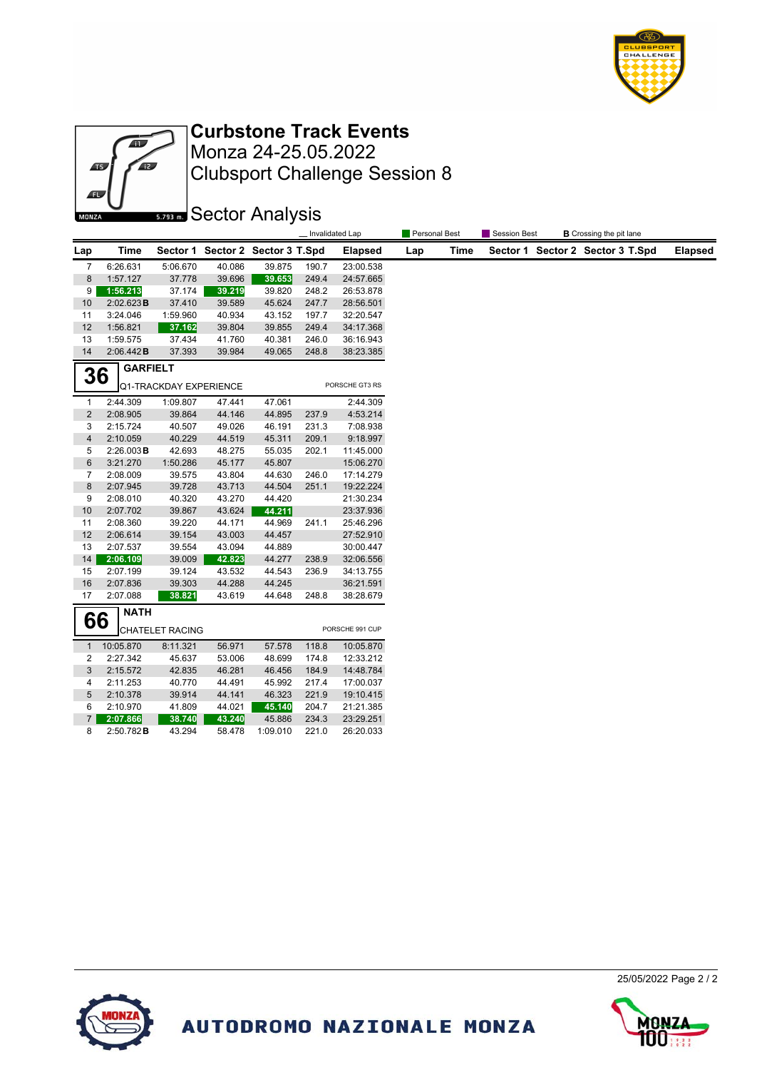# Curbstone Track Events

Monza 24-25.05.2022

Clubsport Challenge Session 8

## Sector Analysis

_ Invalidated Lap | Personal Best | Session Best | **B** Crossing the pit lane

| Lap | Time | Sector 1 | Sector 2 | Sector 3 | T.Spd | Elapsed |
|---|---|---|---|---|---|---|
| 7 | 6:26.631 | 5:06.670 | 40.086 | 39.875 | 190.7 | 23:00.538 |
| 8 | 1:57.127 | 37.778 | 39.696 | 39.653 | 249.4 | 24:57.665 |
| 9 | 1:56.213 | 37.174 | 39.219 | 39.820 | 248.2 | 26:53.878 |
| 10 | 2:02.623 **B** | 37.410 | 39.589 | 45.624 | 247.7 | 28:56.501 |
| 11 | 3:24.046 | 1:59.960 | 40.934 | 43.152 | 197.7 | 32:20.547 |
| 12 | 1:56.821 | 37.162 | 39.804 | 39.855 | 249.4 | 34:17.368 |
| 13 | 1:59.575 | 37.434 | 41.760 | 40.381 | 246.0 | 36:16.943 |
| 14 | 2:06.442 **B** | 37.393 | 39.984 | 49.065 | 248.8 | 38:23.385 |

### 36 GARFIELT

Q1-TRACKDAY EXPERIENCE — PORSCHE GT3 RS

| Lap | Time | Sector 1 | Sector 2 | Sector 3 | T.Spd | Elapsed |
|---|---|---|---|---|---|---|
| 1 | 2:44.309 | 1:09.807 | 47.441 | 47.061 | | 2:44.309 |
| 2 | 2:08.905 | 39.864 | 44.146 | 44.895 | 237.9 | 4:53.214 |
| 3 | 2:15.724 | 40.507 | 49.026 | 46.191 | 231.3 | 7:08.938 |
| 4 | 2:10.059 | 40.229 | 44.519 | 45.311 | 209.1 | 9:18.997 |
| 5 | 2:26.003 **B** | 42.693 | 48.275 | 55.035 | 202.1 | 11:45.000 |
| 6 | 3:21.270 | 1:50.286 | 45.177 | 45.807 | | 15:06.270 |
| 7 | 2:08.009 | 39.575 | 43.804 | 44.630 | 246.0 | 17:14.279 |
| 8 | 2:07.945 | 39.728 | 43.713 | 44.504 | 251.1 | 19:22.224 |
| 9 | 2:08.010 | 40.320 | 43.270 | 44.420 | | 21:30.234 |
| 10 | 2:07.702 | 39.867 | 43.624 | 44.211 | | 23:37.936 |
| 11 | 2:08.360 | 39.220 | 44.171 | 44.969 | 241.1 | 25:46.296 |
| 12 | 2:06.614 | 39.154 | 43.003 | 44.457 | | 27:52.910 |
| 13 | 2:07.537 | 39.554 | 43.094 | 44.889 | | 30:00.447 |
| 14 | 2:06.109 | 39.009 | 42.823 | 44.277 | 238.9 | 32:06.556 |
| 15 | 2:07.199 | 39.124 | 43.532 | 44.543 | 236.9 | 34:13.755 |
| 16 | 2:07.836 | 39.303 | 44.288 | 44.245 | | 36:21.591 |
| 17 | 2:07.088 | 38.821 | 43.619 | 44.648 | 248.8 | 38:28.679 |

### 66 NATH

CHATELET RACING — PORSCHE 991 CUP

| Lap | Time | Sector 1 | Sector 2 | Sector 3 | T.Spd | Elapsed |
|---|---|---|---|---|---|---|
| 1 | 10:05.870 | 8:11.321 | 56.971 | 57.578 | 118.8 | 10:05.870 |
| 2 | 2:27.342 | 45.637 | 53.006 | 48.699 | 174.8 | 12:33.212 |
| 3 | 2:15.572 | 42.835 | 46.281 | 46.456 | 184.9 | 14:48.784 |
| 4 | 2:11.253 | 40.770 | 44.491 | 45.992 | 217.4 | 17:00.037 |
| 5 | 2:10.378 | 39.914 | 44.141 | 46.323 | 221.9 | 19:10.415 |
| 6 | 2:10.970 | 41.809 | 44.021 | 45.140 | 204.7 | 21:21.385 |
| 7 | 2:07.866 | 38.740 | 43.240 | 45.886 | 234.3 | 23:29.251 |
| 8 | 2:50.782 **B** | 43.294 | 58.478 | 1:09.010 | 221.0 | 26:20.033 |

25/05/2022

AUTODROMO NAZIONALE MONZA